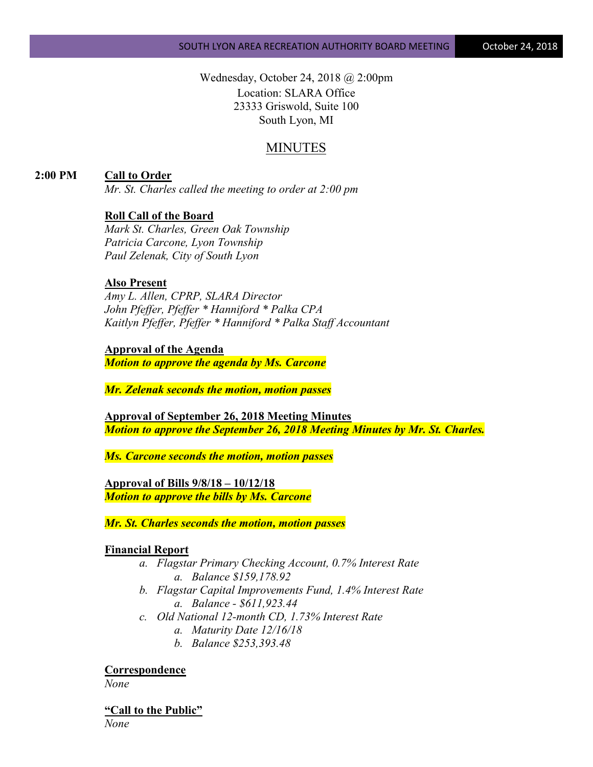Wednesday, October 24, 2018 @ 2:00pm
Location: SLARA Office
23333 Griswold, Suite 100
South Lyon, MI

# MINUTES

**2:00 PM** **Call to Order**
*Mr. St. Charles called the meeting to order at 2:00 pm*

**Roll Call of the Board**
*Mark St. Charles, Green Oak Township*
*Patricia Carcone, Lyon Township*
*Paul Zelenak, City of South Lyon*

**Also Present**
*Amy L. Allen, CPRP, SLARA Director*
*John Pfeffer, Pfeffer * Hanniford * Palka CPA*
*Kaitlyn Pfeffer, Pfeffer * Hanniford * Palka Staff Accountant*

**Approval of the Agenda**
***Motion to approve the agenda by Ms. Carcone***

***Mr. Zelenak seconds the motion, motion passes***

**Approval of September 26, 2018 Meeting Minutes**
***Motion to approve the September 26, 2018 Meeting Minutes by Mr. St. Charles.***

***Ms. Carcone seconds the motion, motion passes***

**Approval of Bills 9/8/18 – 10/12/18**
***Motion to approve the bills by Ms. Carcone***

***Mr. St. Charles seconds the motion, motion passes***

**Financial Report**

- a. *Flagstar Primary Checking Account, 0.7% Interest Rate*
  - a. *Balance $159,178.92*
- b. *Flagstar Capital Improvements Fund, 1.4% Interest Rate*
  - a. *Balance - $611,923.44*
- c. *Old National 12-month CD, 1.73% Interest Rate*
  - a. *Maturity Date 12/16/18*
  - b. *Balance $253,393.48*

**Correspondence**
*None*

**"Call to the Public"**
*None*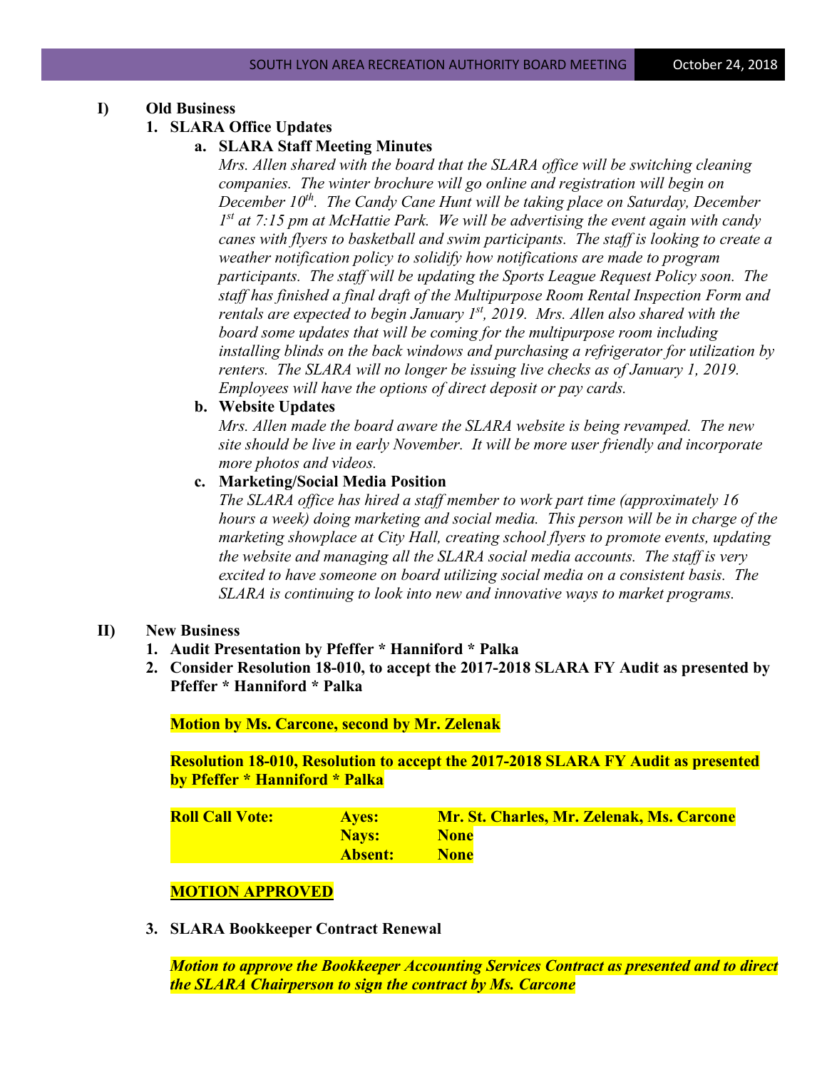**I) Old Business**

1. **SLARA Office Updates**
   a. **SLARA Staff Meeting Minutes**

      *Mrs. Allen shared with the board that the SLARA office will be switching cleaning companies. The winter brochure will go online and registration will begin on December 10th. The Candy Cane Hunt will be taking place on Saturday, December 1st at 7:15 pm at McHattie Park. We will be advertising the event again with candy canes with flyers to basketball and swim participants. The staff is looking to create a weather notification policy to solidify how notifications are made to program participants. The staff will be updating the Sports League Request Policy soon. The staff has finished a final draft of the Multipurpose Room Rental Inspection Form and rentals are expected to begin January 1st, 2019. Mrs. Allen also shared with the board some updates that will be coming for the multipurpose room including installing blinds on the back windows and purchasing a refrigerator for utilization by renters. The SLARA will no longer be issuing live checks as of January 1, 2019. Employees will have the options of direct deposit or pay cards.*

   b. **Website Updates**

      *Mrs. Allen made the board aware the SLARA website is being revamped. The new site should be live in early November. It will be more user friendly and incorporate more photos and videos.*

   c. **Marketing/Social Media Position**

      *The SLARA office has hired a staff member to work part time (approximately 16 hours a week) doing marketing and social media. This person will be in charge of the marketing showplace at City Hall, creating school flyers to promote events, updating the website and managing all the SLARA social media accounts. The staff is very excited to have someone on board utilizing social media on a consistent basis. The SLARA is continuing to look into new and innovative ways to market programs.*

**II) New Business**

1. **Audit Presentation by Pfeffer * Hanniford * Palka**
2. **Consider Resolution 18-010, to accept the 2017-2018 SLARA FY Audit as presented by Pfeffer * Hanniford * Palka**

   **Motion by Ms. Carcone, second by Mr. Zelenak**

   **Resolution 18-010, Resolution to accept the 2017-2018 SLARA FY Audit as presented by Pfeffer * Hanniford * Palka**

   | | | |
   |---|---|---|
   | **Roll Call Vote:** | **Ayes:** | **Mr. St. Charles, Mr. Zelenak, Ms. Carcone** |
   | | **Nays:** | **None** |
   | | **Absent:** | **None** |

   <u>**MOTION APPROVED**</u>

3. **SLARA Bookkeeper Contract Renewal**

   ***Motion to approve the Bookkeeper Accounting Services Contract as presented and to direct the SLARA Chairperson to sign the contract by Ms. Carcone***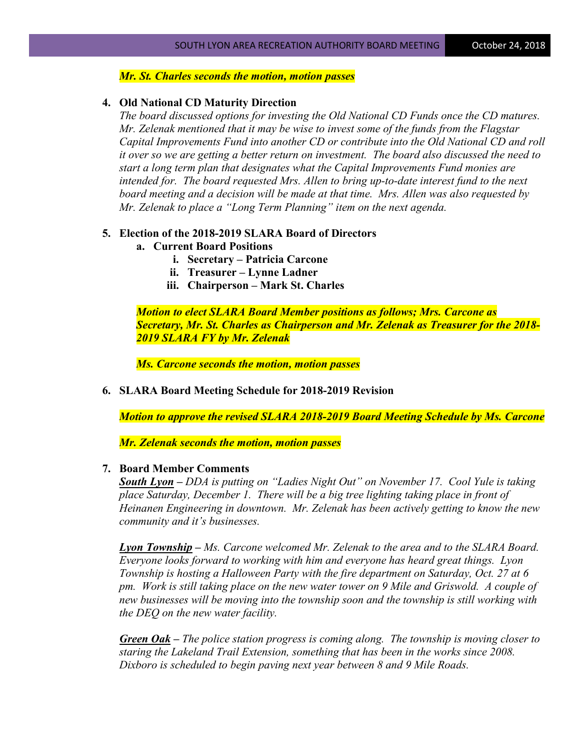***Mr. St. Charles seconds the motion, motion passes***

4. **Old National CD Maturity Direction**
   *The board discussed options for investing the Old National CD Funds once the CD matures. Mr. Zelenak mentioned that it may be wise to invest some of the funds from the Flagstar Capital Improvements Fund into another CD or contribute into the Old National CD and roll it over so we are getting a better return on investment. The board also discussed the need to start a long term plan that designates what the Capital Improvements Fund monies are intended for. The board requested Mrs. Allen to bring up-to-date interest fund to the next board meeting and a decision will be made at that time. Mrs. Allen was also requested by Mr. Zelenak to place a "Long Term Planning" item on the next agenda.*

5. **Election of the 2018-2019 SLARA Board of Directors**
   a. **Current Board Positions**
      i. **Secretary – Patricia Carcone**
      ii. **Treasurer – Lynne Ladner**
      iii. **Chairperson – Mark St. Charles**

   ***Motion to elect SLARA Board Member positions as follows; Mrs. Carcone as Secretary, Mr. St. Charles as Chairperson and Mr. Zelenak as Treasurer for the 2018-2019 SLARA FY by Mr. Zelenak***

   ***Ms. Carcone seconds the motion, motion passes***

6. **SLARA Board Meeting Schedule for 2018-2019 Revision**

   ***Motion to approve the revised SLARA 2018-2019 Board Meeting Schedule by Ms. Carcone***

   ***Mr. Zelenak seconds the motion, motion passes***

7. **Board Member Comments**
   ***South Lyon*** *– DDA is putting on "Ladies Night Out" on November 17. Cool Yule is taking place Saturday, December 1. There will be a big tree lighting taking place in front of Heinanen Engineering in downtown. Mr. Zelenak has been actively getting to know the new community and it's businesses.*

   ***Lyon Township*** *– Ms. Carcone welcomed Mr. Zelenak to the area and to the SLARA Board. Everyone looks forward to working with him and everyone has heard great things. Lyon Township is hosting a Halloween Party with the fire department on Saturday, Oct. 27 at 6 pm. Work is still taking place on the new water tower on 9 Mile and Griswold. A couple of new businesses will be moving into the township soon and the township is still working with the DEQ on the new water facility.*

   ***Green Oak*** *– The police station progress is coming along. The township is moving closer to staring the Lakeland Trail Extension, something that has been in the works since 2008. Dixboro is scheduled to begin paving next year between 8 and 9 Mile Roads.*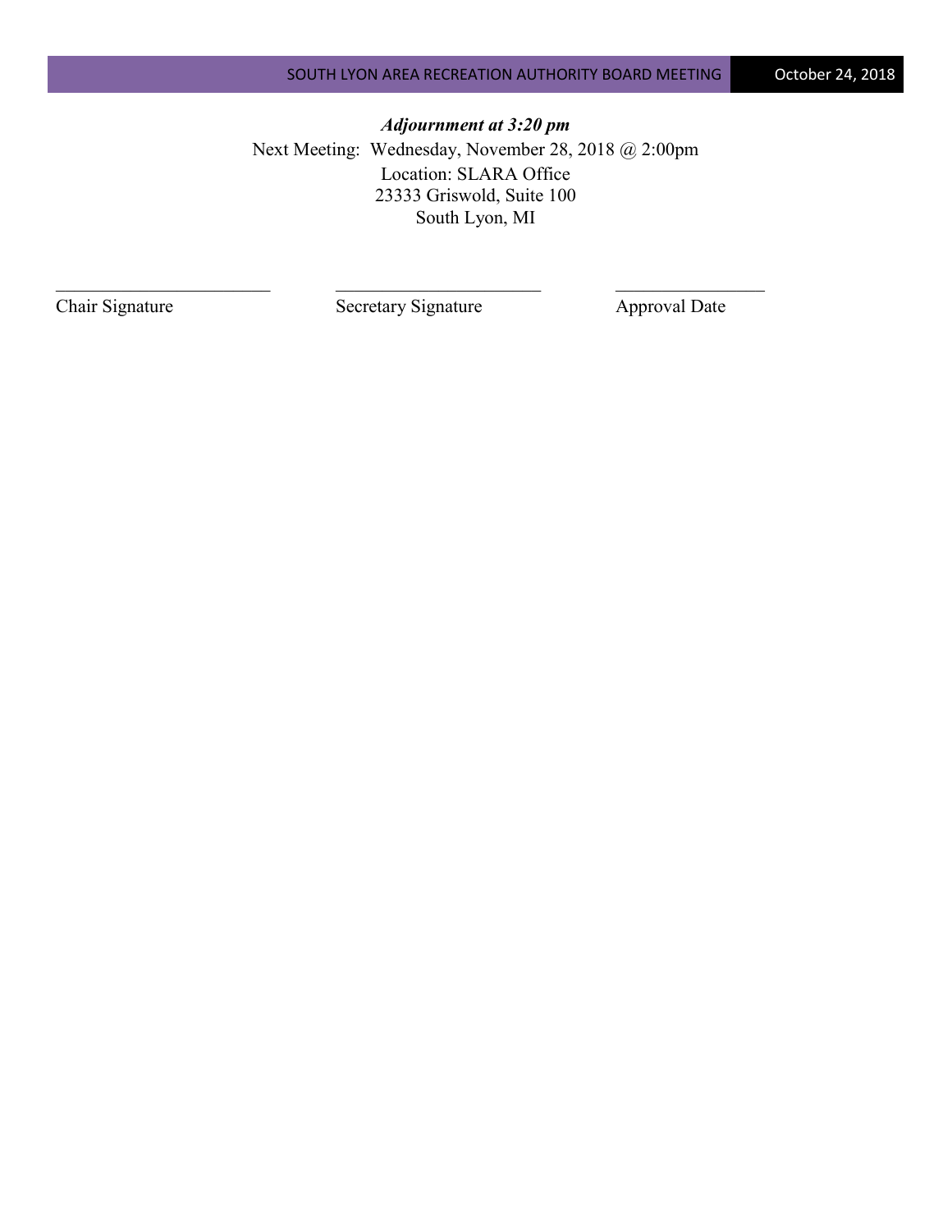***Adjournment at 3:20 pm***

Next Meeting: Wednesday, November 28, 2018 @ 2:00pm

Location: SLARA Office

23333 Griswold, Suite 100

South Lyon, MI

| | | |
|---|---|---|
| ________________________ | ________________________ | ________________ |
| Chair Signature | Secretary Signature | Approval Date |